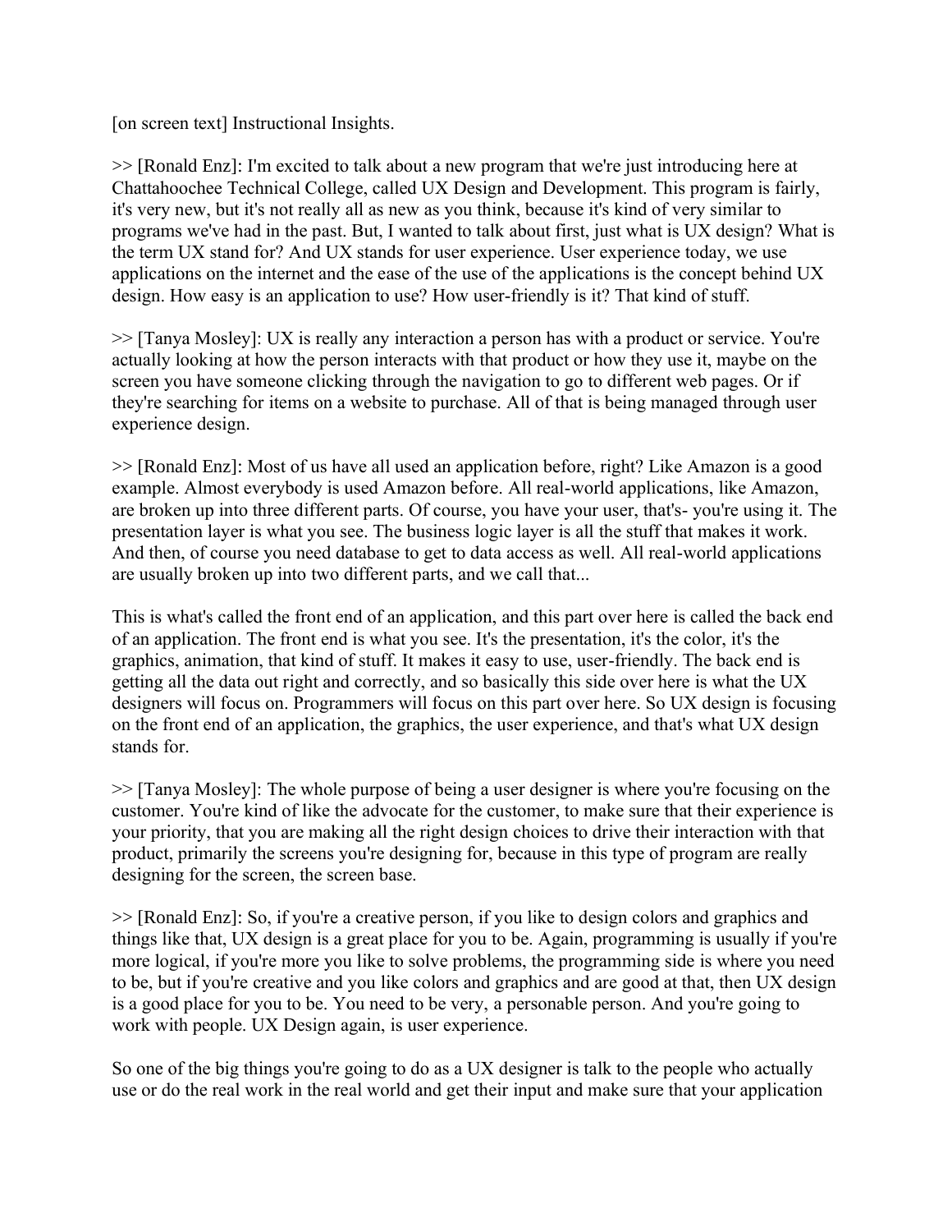[on screen text] Instructional Insights.

>> [Ronald Enz]: I'm excited to talk about a new program that we're just introducing here at Chattahoochee Technical College, called UX Design and Development. This program is fairly, it's very new, but it's not really all as new as you think, because it's kind of very similar to programs we've had in the past. But, I wanted to talk about first, just what is UX design? What is the term UX stand for? And UX stands for user experience. User experience today, we use applications on the internet and the ease of the use of the applications is the concept behind UX design. How easy is an application to use? How user-friendly is it? That kind of stuff.

>> [Tanya Mosley]: UX is really any interaction a person has with a product or service. You're actually looking at how the person interacts with that product or how they use it, maybe on the screen you have someone clicking through the navigation to go to different web pages. Or if they're searching for items on a website to purchase. All of that is being managed through user experience design.

>> [Ronald Enz]: Most of us have all used an application before, right? Like Amazon is a good example. Almost everybody is used Amazon before. All real-world applications, like Amazon, are broken up into three different parts. Of course, you have your user, that's- you're using it. The presentation layer is what you see. The business logic layer is all the stuff that makes it work. And then, of course you need database to get to data access as well. All real-world applications are usually broken up into two different parts, and we call that...

This is what's called the front end of an application, and this part over here is called the back end of an application. The front end is what you see. It's the presentation, it's the color, it's the graphics, animation, that kind of stuff. It makes it easy to use, user-friendly. The back end is getting all the data out right and correctly, and so basically this side over here is what the UX designers will focus on. Programmers will focus on this part over here. So UX design is focusing on the front end of an application, the graphics, the user experience, and that's what UX design stands for.

>> [Tanya Mosley]: The whole purpose of being a user designer is where you're focusing on the customer. You're kind of like the advocate for the customer, to make sure that their experience is your priority, that you are making all the right design choices to drive their interaction with that product, primarily the screens you're designing for, because in this type of program are really designing for the screen, the screen base.

>> [Ronald Enz]: So, if you're a creative person, if you like to design colors and graphics and things like that, UX design is a great place for you to be. Again, programming is usually if you're more logical, if you're more you like to solve problems, the programming side is where you need to be, but if you're creative and you like colors and graphics and are good at that, then UX design is a good place for you to be. You need to be very, a personable person. And you're going to work with people. UX Design again, is user experience.

So one of the big things you're going to do as a UX designer is talk to the people who actually use or do the real work in the real world and get their input and make sure that your application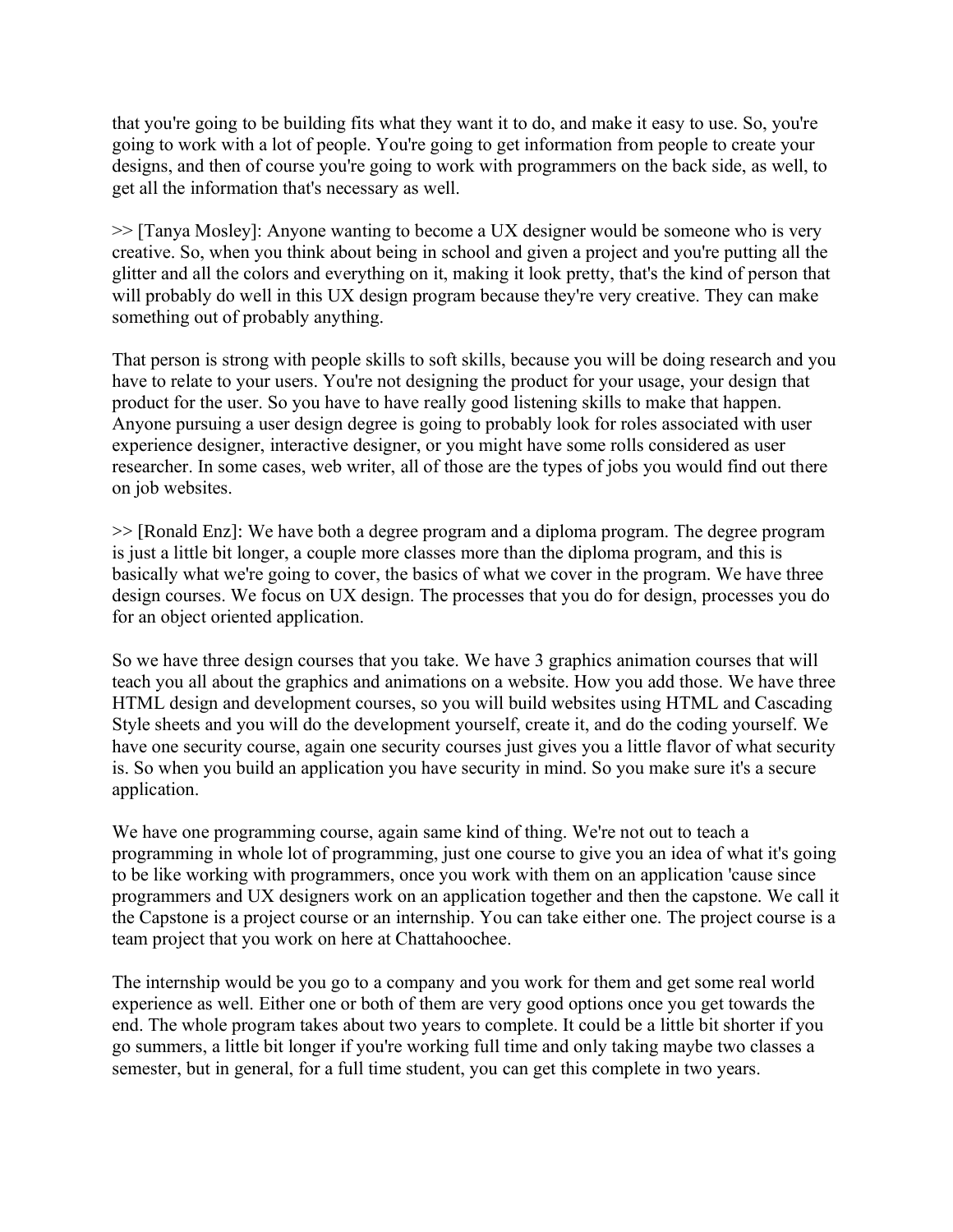that you're going to be building fits what they want it to do, and make it easy to use. So, you're going to work with a lot of people. You're going to get information from people to create your designs, and then of course you're going to work with programmers on the back side, as well, to get all the information that's necessary as well.

>> [Tanya Mosley]: Anyone wanting to become a UX designer would be someone who is very creative. So, when you think about being in school and given a project and you're putting all the glitter and all the colors and everything on it, making it look pretty, that's the kind of person that will probably do well in this UX design program because they're very creative. They can make something out of probably anything.

That person is strong with people skills to soft skills, because you will be doing research and you have to relate to your users. You're not designing the product for your usage, your design that product for the user. So you have to have really good listening skills to make that happen. Anyone pursuing a user design degree is going to probably look for roles associated with user experience designer, interactive designer, or you might have some rolls considered as user researcher. In some cases, web writer, all of those are the types of jobs you would find out there on job websites.

>> [Ronald Enz]: We have both a degree program and a diploma program. The degree program is just a little bit longer, a couple more classes more than the diploma program, and this is basically what we're going to cover, the basics of what we cover in the program. We have three design courses. We focus on UX design. The processes that you do for design, processes you do for an object oriented application.

So we have three design courses that you take. We have 3 graphics animation courses that will teach you all about the graphics and animations on a website. How you add those. We have three HTML design and development courses, so you will build websites using HTML and Cascading Style sheets and you will do the development yourself, create it, and do the coding yourself. We have one security course, again one security courses just gives you a little flavor of what security is. So when you build an application you have security in mind. So you make sure it's a secure application.

We have one programming course, again same kind of thing. We're not out to teach a programming in whole lot of programming, just one course to give you an idea of what it's going to be like working with programmers, once you work with them on an application 'cause since programmers and UX designers work on an application together and then the capstone. We call it the Capstone is a project course or an internship. You can take either one. The project course is a team project that you work on here at Chattahoochee.

The internship would be you go to a company and you work for them and get some real world experience as well. Either one or both of them are very good options once you get towards the end. The whole program takes about two years to complete. It could be a little bit shorter if you go summers, a little bit longer if you're working full time and only taking maybe two classes a semester, but in general, for a full time student, you can get this complete in two years.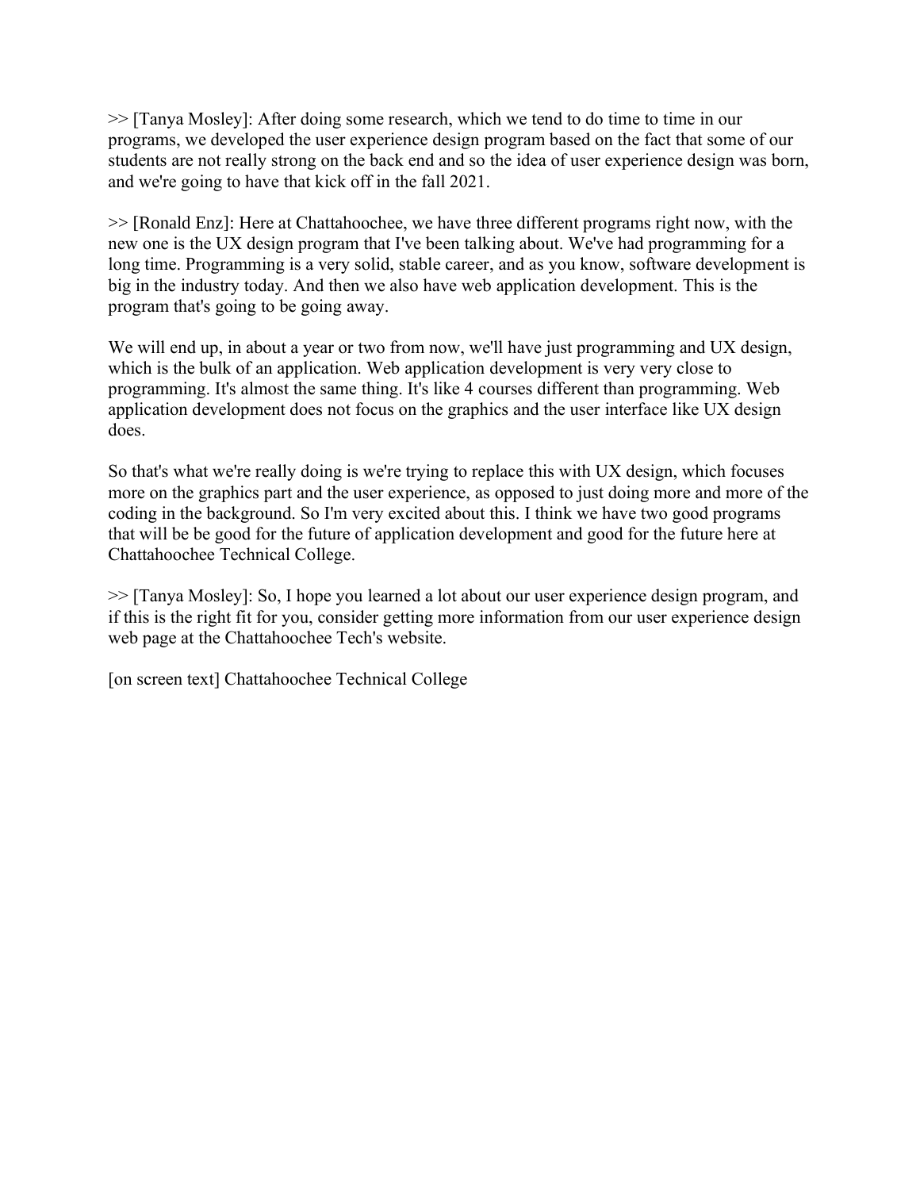>> [Tanya Mosley]: After doing some research, which we tend to do time to time in our programs, we developed the user experience design program based on the fact that some of our students are not really strong on the back end and so the idea of user experience design was born, and we're going to have that kick off in the fall 2021.

>> [Ronald Enz]: Here at Chattahoochee, we have three different programs right now, with the new one is the UX design program that I've been talking about. We've had programming for a long time. Programming is a very solid, stable career, and as you know, software development is big in the industry today. And then we also have web application development. This is the program that's going to be going away.

We will end up, in about a year or two from now, we'll have just programming and UX design, which is the bulk of an application. Web application development is very very close to programming. It's almost the same thing. It's like 4 courses different than programming. Web application development does not focus on the graphics and the user interface like UX design does.

So that's what we're really doing is we're trying to replace this with UX design, which focuses more on the graphics part and the user experience, as opposed to just doing more and more of the coding in the background. So I'm very excited about this. I think we have two good programs that will be be good for the future of application development and good for the future here at Chattahoochee Technical College.

>> [Tanya Mosley]: So, I hope you learned a lot about our user experience design program, and if this is the right fit for you, consider getting more information from our user experience design web page at the Chattahoochee Tech's website.

[on screen text] Chattahoochee Technical College